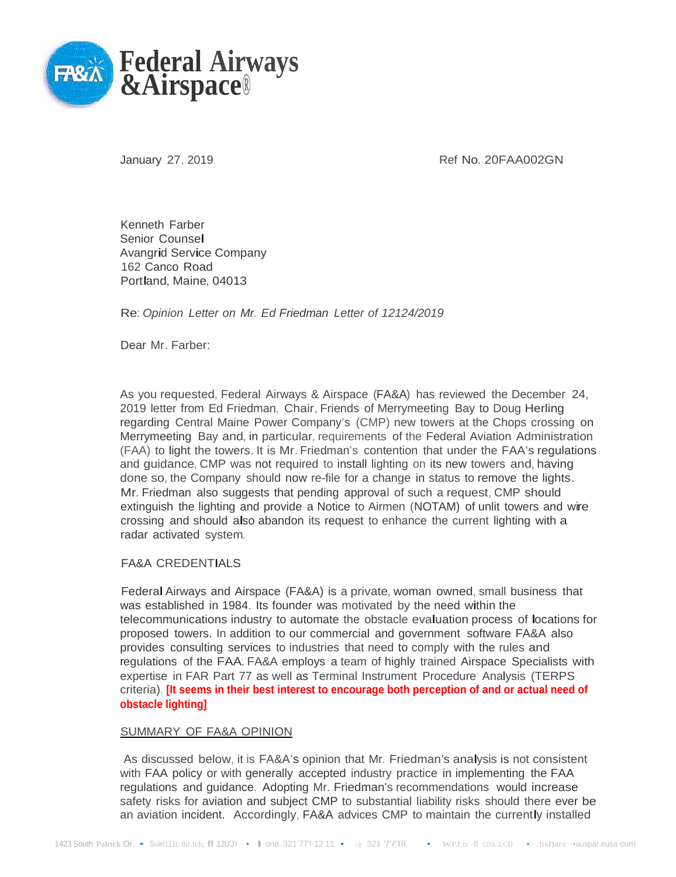# Federal Airways &Airspace®

January 27, 2019 Ref No. 20FAA002GN

Kenneth Farber
Senior Counsel
Avangrid Service Company
162 Canco Road
Portland, Maine, 04013

Re: *Opinion Letter on Mr. Ed Friedman Letter of 12124/2019*

Dear Mr. Farber:

As you requested, Federal Airways & Airspace (FA&A) has reviewed the December 24, 2019 letter from Ed Friedman, Chair, Friends of Merrymeeting Bay to Doug Herling regarding Central Maine Power Company's (CMP) new towers at the Chops crossing on Merrymeeting Bay and, in particular, requirements of the Federal Aviation Administration (FAA) to light the towers. It is Mr. Friedman's contention that under the FAA's regulations and guidance, CMP was not required to install lighting on its new towers and, having done so, the Company should now re-file for a change in status to remove the lights. Mr. Friedman also suggests that pending approval of such a request, CMP should extinguish the lighting and provide a Notice to Airmen (NOTAM) of unlit towers and wire crossing and should also abandon its request to enhance the current lighting with a radar activated system.

## FA&A CREDENTIALS

Federal Airways and Airspace (FA&A) is a private, woman owned, small business that was established in 1984. Its founder was motivated by the need within the telecommunications industry to automate the obstacle evaluation process of locations for proposed towers. In addition to our commercial and government software FA&A also provides consulting services to industries that need to comply with the rules and regulations of the FAA. FA&A employs a team of highly trained Airspace Specialists with expertise in FAR Part 77 as well as Terminal Instrument Procedure Analysis (TERPS criteria). **[It seems in their best interest to encourage both perception of and or actual need of obstacle lighting]**

## SUMMARY OF FA&A OPINION

As discussed below, it is FA&A's opinion that Mr. Friedman's analysis is not consistent with FAA policy or with generally accepted industry practice in implementing the FAA regulations and guidance. Adopting Mr. Friedman's recommendations would increase safety risks for aviation and subject CMP to substantial liability risks should there ever be an aviation incident. Accordingly, FA&A advices CMP to maintain the currently installed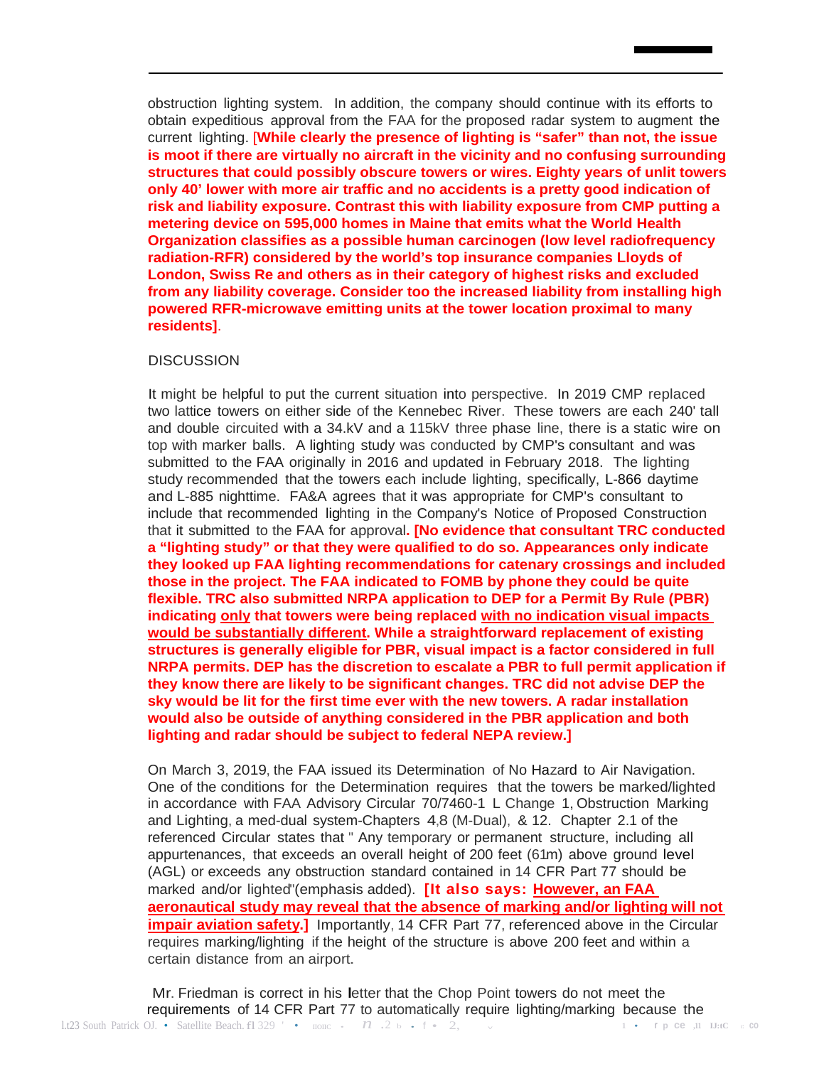obstruction lighting system. In addition, the company should continue with its efforts to obtain expeditious approval from the FAA for the proposed radar system to augment the current lighting. **[While clearly the presence of lighting is "safer" than not, the issue is moot if there are virtually no aircraft in the vicinity and no confusing surrounding structures that could possibly obscure towers or wires. Eighty years of unlit towers only 40' lower with more air traffic and no accidents is a pretty good indication of risk and liability exposure. Contrast this with liability exposure from CMP putting a metering device on 595,000 homes in Maine that emits what the World Health Organization classifies as a possible human carcinogen (low level radiofrequency radiation-RFR) considered by the world's top insurance companies Lloyds of London, Swiss Re and others as in their category of highest risks and excluded from any liability coverage. Consider too the increased liability from installing high powered RFR-microwave emitting units at the tower location proximal to many residents]**.

DISCUSSION

It might be helpful to put the current situation into perspective. In 2019 CMP replaced two lattice towers on either side of the Kennebec River. These towers are each 240' tall and double circuited with a 34.kV and a 115kV three phase line, there is a static wire on top with marker balls. A lighting study was conducted by CMP's consultant and was submitted to the FAA originally in 2016 and updated in February 2018. The lighting study recommended that the towers each include lighting, specifically, L-866 daytime and L-885 nighttime. FA&A agrees that it was appropriate for CMP's consultant to include that recommended lighting in the Company's Notice of Proposed Construction that it submitted to the FAA for approval**. [No evidence that consultant TRC conducted a "lighting study" or that they were qualified to do so. Appearances only indicate they looked up FAA lighting recommendations for catenary crossings and included those in the project. The FAA indicated to FOMB by phone they could be quite flexible. TRC also submitted NRPA application to DEP for a Permit By Rule (PBR) indicating <u>only</u> that towers were being replaced <u>with no indication visual impacts would be substantially different</u>. While a straightforward replacement of existing structures is generally eligible for PBR, visual impact is a factor considered in full NRPA permits. DEP has the discretion to escalate a PBR to full permit application if they know there are likely to be significant changes. TRC did not advise DEP the sky would be lit for the first time ever with the new towers. A radar installation would also be outside of anything considered in the PBR application and both lighting and radar should be subject to federal NEPA review.]**

On March 3, 2019, the FAA issued its Determination of No Hazard to Air Navigation. One of the conditions for the Determination requires that the towers be marked/lighted in accordance with FAA Advisory Circular 70/7460-1 L Change 1, Obstruction Marking and Lighting, a med-dual system-Chapters 4,8 (M-Dual), & 12. Chapter 2.1 of the referenced Circular states that " Any temporary or permanent structure, including all appurtenances, that exceeds an overall height of 200 feet (61m) above ground level (AGL) or exceeds any obstruction standard contained in 14 CFR Part 77 should be marked and/or lighted"(emphasis added). **[It also says: <u>However, an FAA aeronautical study may reveal that the absence of marking and/or lighting will not impair aviation safety</u>.]** Importantly, 14 CFR Part 77, referenced above in the Circular requires marking/lighting if the height of the structure is above 200 feet and within a certain distance from an airport.

Mr. Friedman is correct in his letter that the Chop Point towers do not meet the requirements of 14 CFR Part 77 to automatically require lighting/marking because the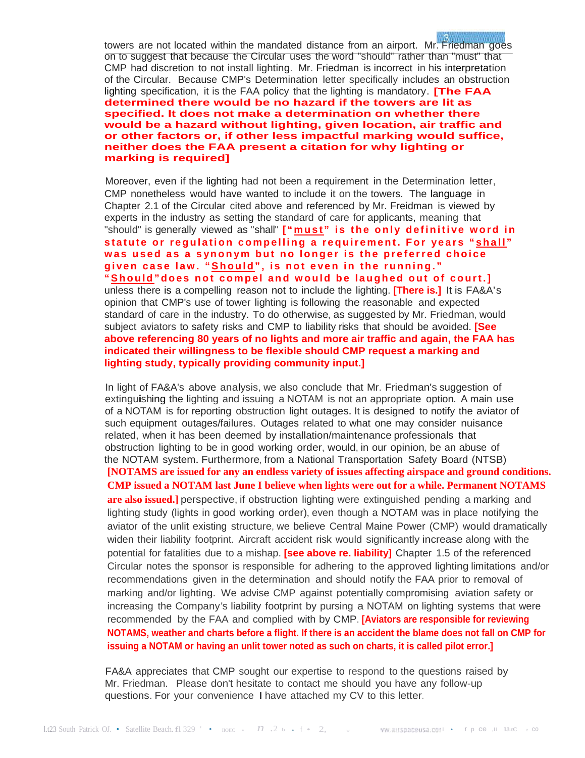towers are not located within the mandated distance from an airport. Mr. Friedman goes on to suggest that because the Circular uses the word "should" rather than "must" that CMP had discretion to not install lighting. Mr. Friedman is incorrect in his interpretation of the Circular. Because CMP's Determination letter specifically includes an obstruction lighting specification, it is the FAA policy that the lighting is mandatory. **[The FAA determined there would be no hazard if the towers are lit as specified. It does not make a determination on whether there would be a hazard without lighting, given location, air traffic and or other factors or, if other less impactful marking would suffice, neither does the FAA present a citation for why lighting or marking is required]**

Moreover, even if the lighting had not been a requirement in the Determination letter, CMP nonetheless would have wanted to include it on the towers. The language in Chapter 2.1 of the Circular cited above and referenced by Mr. Freidman is viewed by experts in the industry as setting the standard of care for applicants, meaning that "should" is generally viewed as "shall" **["must" is the only definitive word in statute or regulation compelling a requirement. For years "shall" was used as a synonym but no longer is the preferred choice given case law. "Should", is not even in the running." "Should"does not compel and would be laughed out of court.]** unless there is a compelling reason not to include the lighting. **[There is.]** It is FA&A's opinion that CMP's use of tower lighting is following the reasonable and expected standard of care in the industry. To do otherwise, as suggested by Mr. Friedman, would subject aviators to safety risks and CMP to liability risks that should be avoided. **[See above referencing 80 years of no lights and more air traffic and again, the FAA has indicated their willingness to be flexible should CMP request a marking and lighting study, typically providing community input.]**

In light of FA&A's above analysis, we also conclude that Mr. Friedman's suggestion of extinguishing the lighting and issuing a NOTAM is not an appropriate option. A main use of a NOTAM is for reporting obstruction light outages. It is designed to notify the aviator of such equipment outages/failures. Outages related to what one may consider nuisance related, when it has been deemed by installation/maintenance professionals that obstruction lighting to be in good working order, would, in our opinion, be an abuse of the NOTAM system. Furthermore, from a National Transportation Safety Board (NTSB) **[NOTAMS are issued for any an endless variety of issues affecting airspace and ground conditions. CMP issued a NOTAM last June I believe when lights were out for a while. Permanent NOTAMS are also issued.]** perspective, if obstruction lighting were extinguished pending a marking and lighting study (lights in good working order), even though a NOTAM was in place notifying the aviator of the unlit existing structure, we believe Central Maine Power (CMP) would dramatically widen their liability footprint. Aircraft accident risk would significantly increase along with the potential for fatalities due to a mishap. **[see above re. liability]** Chapter 1.5 of the referenced Circular notes the sponsor is responsible for adhering to the approved lighting limitations and/or recommendations given in the determination and should notify the FAA prior to removal of marking and/or lighting. We advise CMP against potentially compromising aviation safety or increasing the Company's liability footprint by pursing a NOTAM on lighting systems that were recommended by the FAA and complied with by CMP. **[Aviators are responsible for reviewing NOTAMS, weather and charts before a flight. If there is an accident the blame does not fall on CMP for issuing a NOTAM or having an unlit tower noted as such on charts, it is called pilot error.]**

FA&A appreciates that CMP sought our expertise to respond to the questions raised by Mr. Friedman. Please don't hesitate to contact me should you have any follow-up questions. For your convenience I have attached my CV to this letter.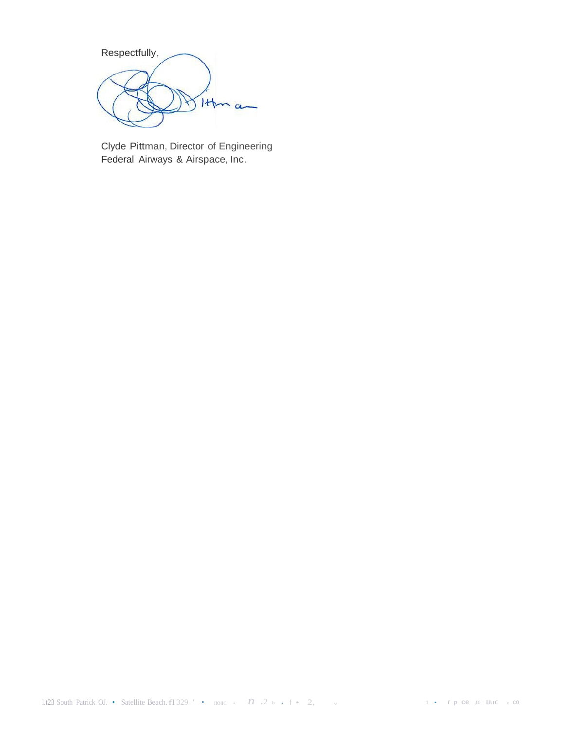Respectfully,

Clyde Pittman, Director of Engineering
Federal Airways & Airspace, Inc.